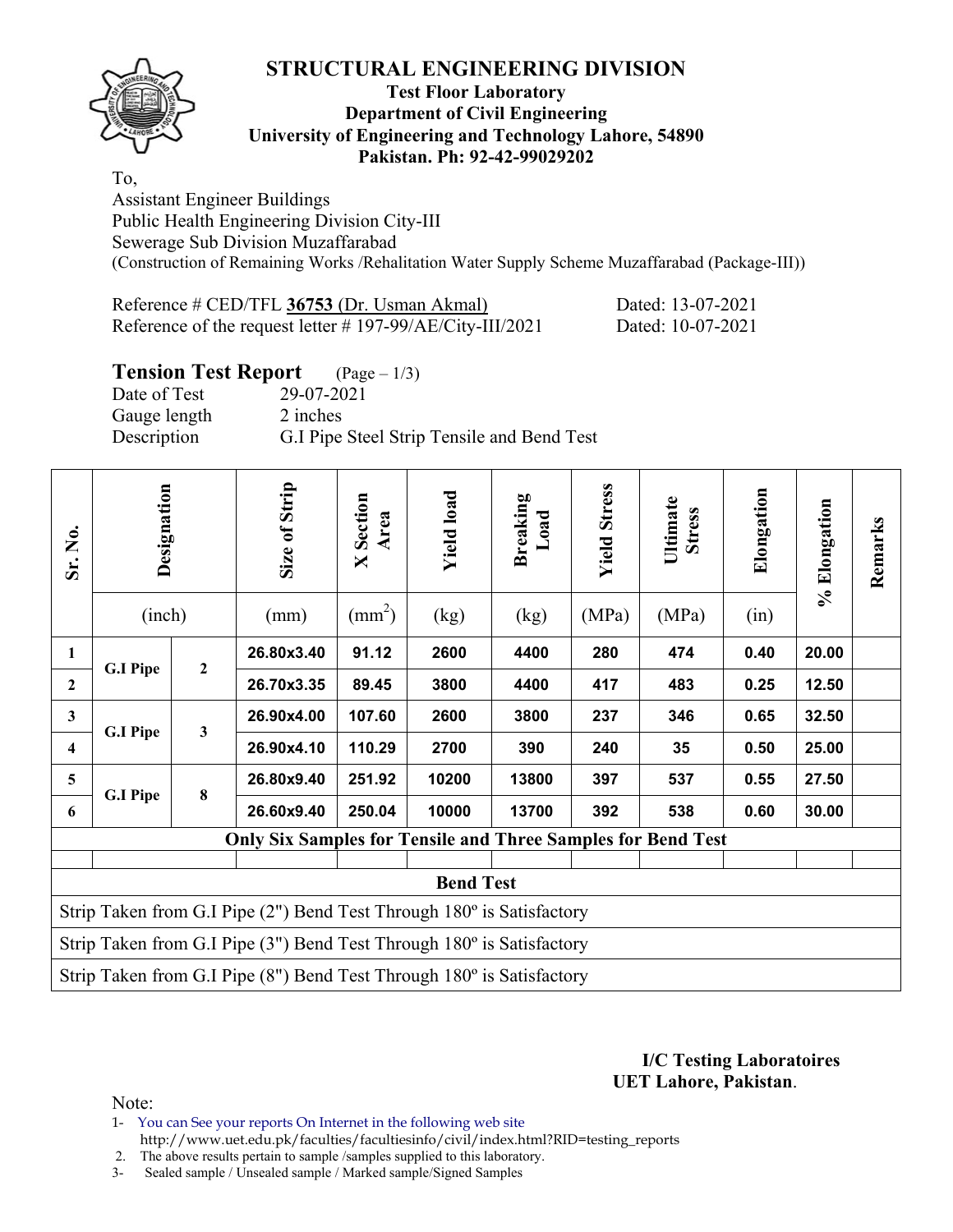# STRUCTURAL ENGINEERING DIVISION

**Test Floor Laboratory**
**Department of Civil Engineering**
**University of Engineering and Technology Lahore, 54890**
**Pakistan. Ph: 92-42-99029202**

To,
Assistant Engineer Buildings
Public Health Engineering Division City-III
Sewerage Sub Division Muzaffarabad
(Construction of Remaining Works /Rehalitation Water Supply Scheme Muzaffarabad (Package-III))

Reference # CED/TFL **36753** (Dr. Usman Akmal) Dated: 13-07-2021
Reference of the request letter # 197-99/AE/City-III/2021 Dated: 10-07-2021

## Tension Test Report (Page – 1/3)

Date of Test 29-07-2021
Gauge length 2 inches
Description G.I Pipe Steel Strip Tensile and Bend Test

| Sr. No. | Designation | | Size of Strip | X Section Area | Yield load | Breaking Load | Yield Stress | Ultimate Stress | Elongation | % Elongation | Remarks |
|---|---|---|---|---|---|---|---|---|---|---|---|
| | (inch) | | (mm) | ($mm^2$) | (kg) | (kg) | (MPa) | (MPa) | (in) | | |
| 1 | G.I Pipe | 2 | 26.80x3.40 | 91.12 | 2600 | 4400 | 280 | 474 | 0.40 | 20.00 | |
| 2 | | | 26.70x3.35 | 89.45 | 3800 | 4400 | 417 | 483 | 0.25 | 12.50 | |
| 3 | G.I Pipe | 3 | 26.90x4.00 | 107.60 | 2600 | 3800 | 237 | 346 | 0.65 | 32.50 | |
| 4 | | | 26.90x4.10 | 110.29 | 2700 | 390 | 240 | 35 | 0.50 | 25.00 | |
| 5 | G.I Pipe | 8 | 26.80x9.40 | 251.92 | 10200 | 13800 | 397 | 537 | 0.55 | 27.50 | |
| 6 | | | 26.60x9.40 | 250.04 | 10000 | 13700 | 392 | 538 | 0.60 | 30.00 | |
| **Only Six Samples for Tensile and Three Samples for Bend Test** | | | | | | | | | | | |
| | | | | | | | | | | | |
| **Bend Test** | | | | | | | | | | | |
| Strip Taken from G.I Pipe (2") Bend Test Through 180º is Satisfactory | | | | | | | | | | | |
| Strip Taken from G.I Pipe (3") Bend Test Through 180º is Satisfactory | | | | | | | | | | | |
| Strip Taken from G.I Pipe (8") Bend Test Through 180º is Satisfactory | | | | | | | | | | | |

**I/C Testing Laboratoires**
**UET Lahore, Pakistan**.

Note:
1- You can See your reports On Internet in the following web site
http://www.uet.edu.pk/faculties/facultiesinfo/civil/index.html?RID=testing_reports
2. The above results pertain to sample /samples supplied to this laboratory.
3- Sealed sample / Unsealed sample / Marked sample/Signed Samples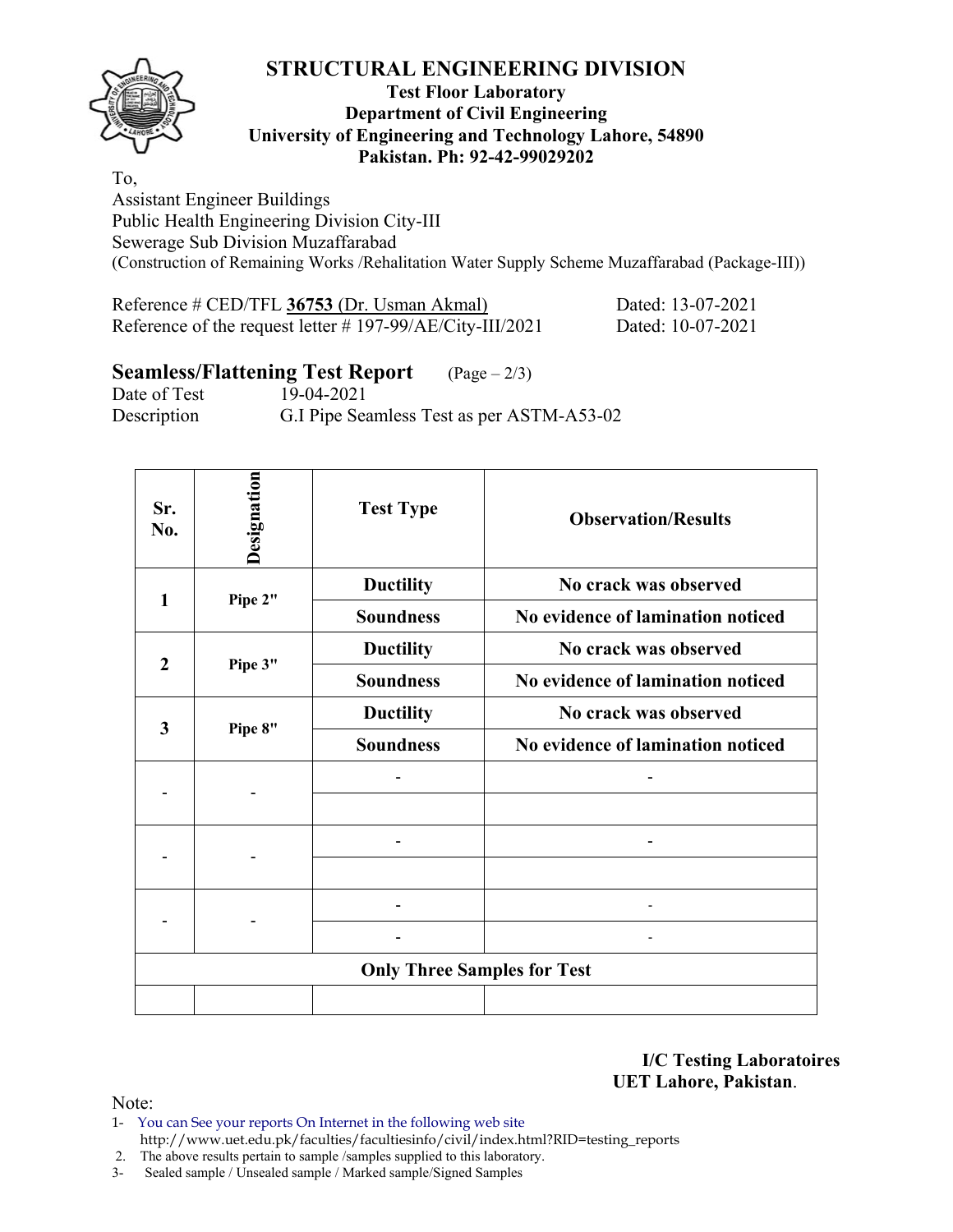# STRUCTURAL ENGINEERING DIVISION

**Test Floor Laboratory**
**Department of Civil Engineering**
**University of Engineering and Technology Lahore, 54890**
**Pakistan. Ph: 92-42-99029202**

To,
Assistant Engineer Buildings
Public Health Engineering Division City-III
Sewerage Sub Division Muzaffarabad
(Construction of Remaining Works /Rehalitation Water Supply Scheme Muzaffarabad (Package-III))

Reference # CED/TFL **36753** (Dr. Usman Akmal) Dated: 13-07-2021
Reference of the request letter # 197-99/AE/City-III/2021 Dated: 10-07-2021

## Seamless/Flattening Test Report (Page – 2/3)

Date of Test 19-04-2021
Description G.I Pipe Seamless Test as per ASTM-A53-02

| Sr. No. | Designation | Test Type | Observation/Results |
|---|---|---|---|
| **1** | **Pipe 2"** | **Ductility** | **No crack was observed** |
| | | **Soundness** | **No evidence of lamination noticed** |
| **2** | **Pipe 3"** | **Ductility** | **No crack was observed** |
| | | **Soundness** | **No evidence of lamination noticed** |
| **3** | **Pipe 8"** | **Ductility** | **No crack was observed** |
| | | **Soundness** | **No evidence of lamination noticed** |
| - | - | - | - |
| | | | |
| - | - | - | - |
| | | | |
| - | - | - | - |
| | | - | - |
| **Only Three Samples for Test** | | | |
| | | | |

**I/C Testing Laboratoires**
**UET Lahore, Pakistan**.

Note:
1- You can See your reports On Internet in the following web site
http://www.uet.edu.pk/faculties/facultiesinfo/civil/index.html?RID=testing_reports
2. The above results pertain to sample /samples supplied to this laboratory.
3- Sealed sample / Unsealed sample / Marked sample/Signed Samples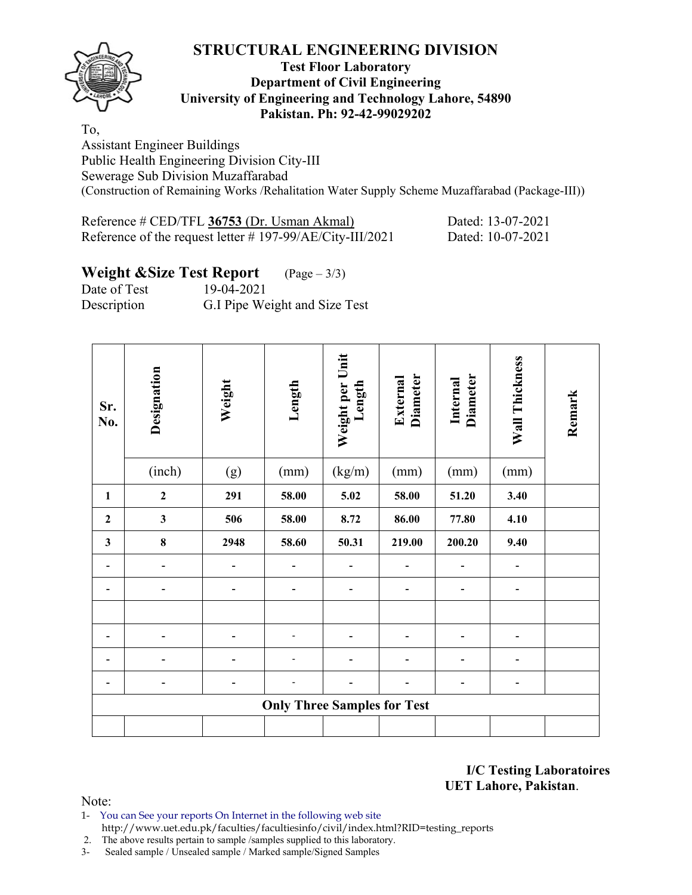# STRUCTURAL ENGINEERING DIVISION

**Test Floor Laboratory**
**Department of Civil Engineering**
**University of Engineering and Technology Lahore, 54890**
**Pakistan. Ph: 92-42-99029202**

To,
Assistant Engineer Buildings
Public Health Engineering Division City-III
Sewerage Sub Division Muzaffarabad
(Construction of Remaining Works /Rehalitation Water Supply Scheme Muzaffarabad (Package-III))

Reference # CED/TFL **36753** (Dr. Usman Akmal) Dated: 13-07-2021
Reference of the request letter # 197-99/AE/City-III/2021 Dated: 10-07-2021

## Weight &Size Test Report (Page – 3/3)

Date of Test 19-04-2021
Description G.I Pipe Weight and Size Test

| Sr. No. | Designation | Weight | Length | Weight per Unit Length | External Diameter | Internal Diameter | Wall Thickness | Remark |
|---|---|---|---|---|---|---|---|---|
| | (inch) | (g) | (mm) | (kg/m) | (mm) | (mm) | (mm) | |
| **1** | **2** | **291** | **58.00** | **5.02** | **58.00** | **51.20** | **3.40** | |
| **2** | **3** | **506** | **58.00** | **8.72** | **86.00** | **77.80** | **4.10** | |
| **3** | **8** | **2948** | **58.60** | **50.31** | **219.00** | **200.20** | **9.40** | |
| - | - | - | - | - | - | - | - | |
| - | - | - | - | - | - | - | - | |
| | | | | | | | | |
| - | - | - | - | - | - | - | - | |
| - | - | - | - | - | - | - | - | |
| - | - | - | - | - | - | - | - | |
| **Only Three Samples for Test** | | | | | | | | |
| | | | | | | | | |

**I/C Testing Laboratoires**
**UET Lahore, Pakistan**.

Note:
1- You can See your reports On Internet in the following web site
http://www.uet.edu.pk/faculties/facultiesinfo/civil/index.html?RID=testing_reports
2. The above results pertain to sample /samples supplied to this laboratory.
3- Sealed sample / Unsealed sample / Marked sample/Signed Samples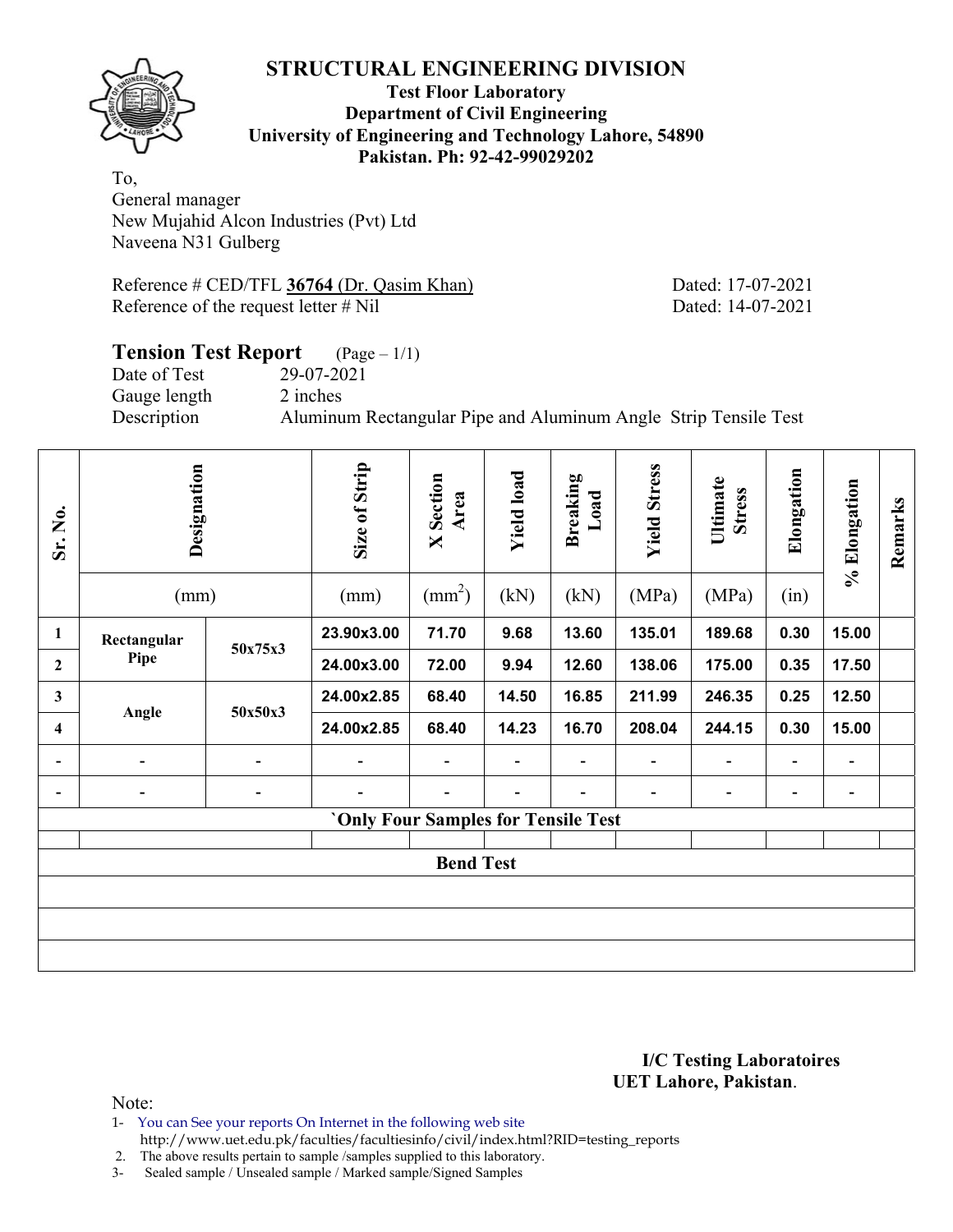# STRUCTURAL ENGINEERING DIVISION

**Test Floor Laboratory**
**Department of Civil Engineering**
**University of Engineering and Technology Lahore, 54890**
**Pakistan. Ph: 92-42-99029202**

To,
General manager
New Mujahid Alcon Industries (Pvt) Ltd
Naveena N31 Gulberg

Reference # CED/TFL **36764** (Dr. Qasim Khan) Dated: 17-07-2021
Reference of the request letter # Nil Dated: 14-07-2021

## Tension Test Report (Page – 1/1)

Date of Test 29-07-2021
Gauge length 2 inches
Description Aluminum Rectangular Pipe and Aluminum Angle Strip Tensile Test

| Sr. No. | Designation | | Size of Strip | X Section Area | Yield load | Breaking Load | Yield Stress | Ultimate Stress | Elongation | % Elongation | Remarks |
|---|---|---|---|---|---|---|---|---|---|---|---|
| | (mm) | | (mm) | ($mm^2$) | (kN) | (kN) | (MPa) | (MPa) | (in) | | |
| **1** | **Rectangular Pipe** | **50x75x3** | **23.90x3.00** | **71.70** | **9.68** | **13.60** | **135.01** | **189.68** | **0.30** | **15.00** | |
| **2** | | | **24.00x3.00** | **72.00** | **9.94** | **12.60** | **138.06** | **175.00** | **0.35** | **17.50** | |
| **3** | **Angle** | **50x50x3** | **24.00x2.85** | **68.40** | **14.50** | **16.85** | **211.99** | **246.35** | **0.25** | **12.50** | |
| **4** | | | **24.00x2.85** | **68.40** | **14.23** | **16.70** | **208.04** | **244.15** | **0.30** | **15.00** | |
| - | - | - | - | - | - | - | - | - | - | - | |
| - | - | - | - | - | - | - | - | - | - | - | |
| **`Only Four Samples for Tensile Test** | | | | | | | | | | | |
| | | | | | | | | | | | |
| **Bend Test** | | | | | | | | | | | |
| | | | | | | | | | | | |
| | | | | | | | | | | | |
| | | | | | | | | | | | |

**I/C Testing Laboratoires**
**UET Lahore, Pakistan**.

Note:
1- You can See your reports On Internet in the following web site
http://www.uet.edu.pk/faculties/facultiesinfo/civil/index.html?RID=testing_reports
2. The above results pertain to sample /samples supplied to this laboratory.
3- Sealed sample / Unsealed sample / Marked sample/Signed Samples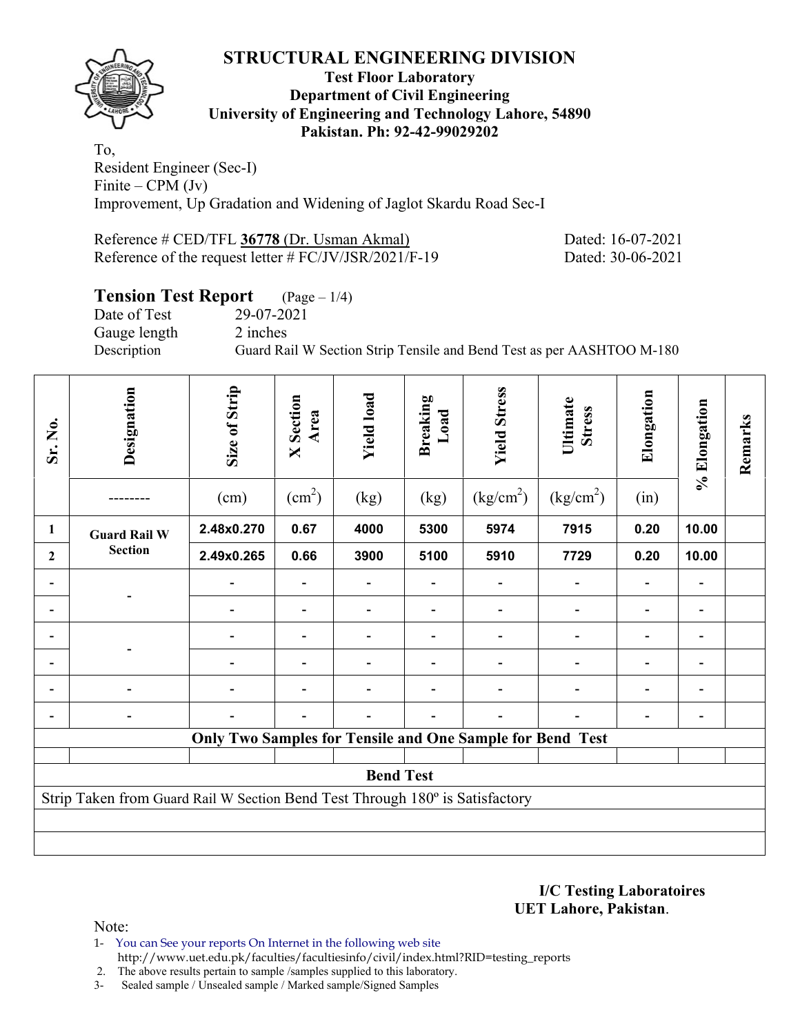# STRUCTURAL ENGINEERING DIVISION

**Test Floor Laboratory**
**Department of Civil Engineering**
**University of Engineering and Technology Lahore, 54890**
**Pakistan. Ph: 92-42-99029202**

To,
Resident Engineer (Sec-I)
Finite – CPM (Jv)
Improvement, Up Gradation and Widening of Jaglot Skardu Road Sec-I

Reference # CED/TFL **36778** (Dr. Usman Akmal) Dated: 16-07-2021
Reference of the request letter # FC/JV/JSR/2021/F-19 Dated: 30-06-2021

## Tension Test Report (Page – 1/4)

Date of Test 29-07-2021
Gauge length 2 inches
Description Guard Rail W Section Strip Tensile and Bend Test as per AASHTOO M-180

| Sr. No. | Designation | Size of Strip | X Section Area | Yield load | Breaking Load | Yield Stress | Ultimate Stress | Elongation | % Elongation | Remarks |
|---|---|---|---|---|---|---|---|---|---|---|
| | -------- | (cm) | ($cm^2$) | (kg) | (kg) | ($kg/cm^2$) | ($kg/cm^2$) | (in) | | |
| 1 | **Guard Rail W Section** | **2.48x0.270** | **0.67** | **4000** | **5300** | **5974** | **7915** | **0.20** | **10.00** | |
| 2 | | **2.49x0.265** | **0.66** | **3900** | **5100** | **5910** | **7729** | **0.20** | **10.00** | |
| - | - | - | - | - | - | - | - | - | - | |
| - | | - | - | - | - | - | - | - | - | |
| - | - | - | - | - | - | - | - | - | - | |
| - | | - | - | - | - | - | - | - | - | |
| - | - | - | - | - | - | - | - | - | - | |
| - | - | - | - | - | - | - | - | - | - | |
| **Only Two Samples for Tensile and One Sample for Bend Test** | | | | | | | | | | |

**Bend Test**

Strip Taken from Guard Rail W Section Bend Test Through 180º is Satisfactory

**I/C Testing Laboratoires**
**UET Lahore, Pakistan**.

Note:
1- You can See your reports On Internet in the following web site
http://www.uet.edu.pk/faculties/facultiesinfo/civil/index.html?RID=testing_reports
2. The above results pertain to sample /samples supplied to this laboratory.
3- Sealed sample / Unsealed sample / Marked sample/Signed Samples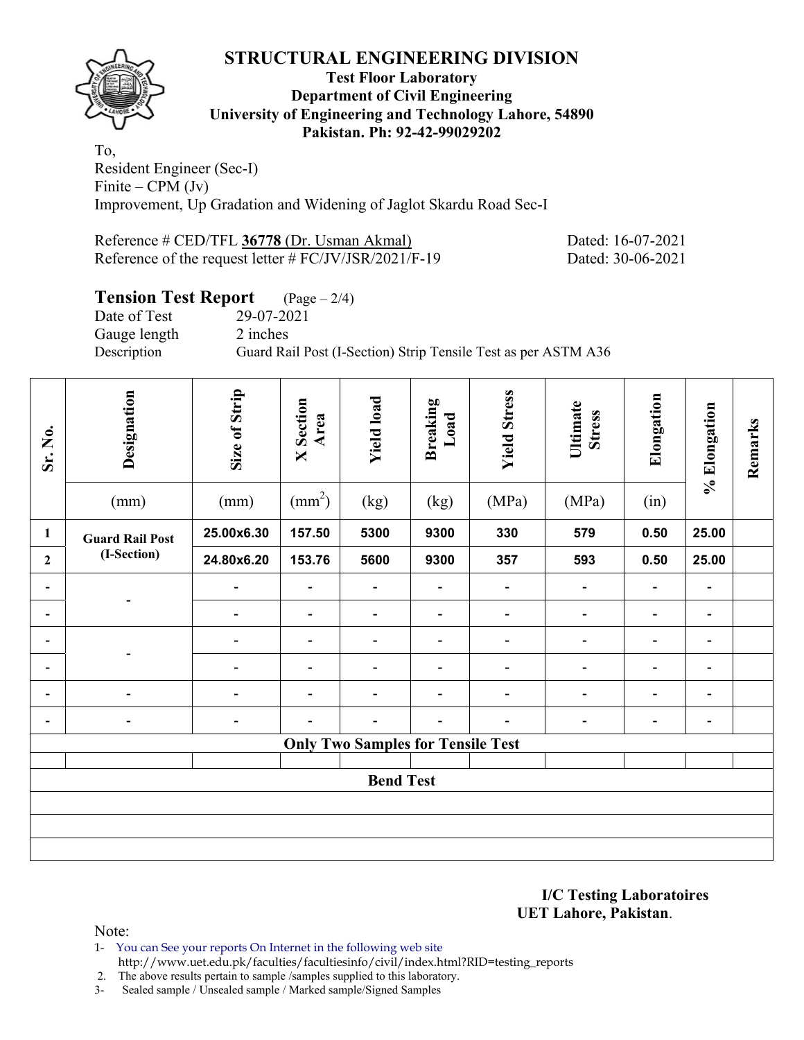# STRUCTURAL ENGINEERING DIVISION

**Test Floor Laboratory**
**Department of Civil Engineering**
**University of Engineering and Technology Lahore, 54890**
**Pakistan. Ph: 92-42-99029202**

To,
Resident Engineer (Sec-I)
Finite – CPM (Jv)
Improvement, Up Gradation and Widening of Jaglot Skardu Road Sec-I

Reference # CED/TFL **36778** (Dr. Usman Akmal) Dated: 16-07-2021
Reference of the request letter # FC/JV/JSR/2021/F-19 Dated: 30-06-2021

## Tension Test Report (Page – 2/4)

Date of Test 29-07-2021
Gauge length 2 inches
Description Guard Rail Post (I-Section) Strip Tensile Test as per ASTM A36

| Sr. No. | Designation | Size of Strip | X Section Area | Yield load | Breaking Load | Yield Stress | Ultimate Stress | Elongation | % Elongation | Remarks |
|---|---|---|---|---|---|---|---|---|---|---|
| | (mm) | (mm) | (mm$^2$) | (kg) | (kg) | (MPa) | (MPa) | (in) | | |
| 1 | Guard Rail Post (I-Section) | 25.00x6.30 | 157.50 | 5300 | 9300 | 330 | 579 | 0.50 | 25.00 | |
| 2 | | 24.80x6.20 | 153.76 | 5600 | 9300 | 357 | 593 | 0.50 | 25.00 | |
| - | - | - | - | - | - | - | - | - | - | |
| - | | - | - | - | - | - | - | - | - | |
| - | - | - | - | - | - | - | - | - | - | |
| - | | - | - | - | - | - | - | - | - | |
| - | - | - | - | - | - | - | - | - | - | |
| - | - | - | - | - | - | - | - | - | - | |
| **Only Two Samples for Tensile Test** | | | | | | | | | | |
| | | | | | | | | | | |
| **Bend Test** | | | | | | | | | | |
| | | | | | | | | | | |
| | | | | | | | | | | |
| | | | | | | | | | | |

**I/C Testing Laboratoires**
**UET Lahore, Pakistan**.

Note:
1- You can See your reports On Internet in the following web site
http://www.uet.edu.pk/faculties/facultiesinfo/civil/index.html?RID=testing_reports
2. The above results pertain to sample /samples supplied to this laboratory.
3- Sealed sample / Unsealed sample / Marked sample/Signed Samples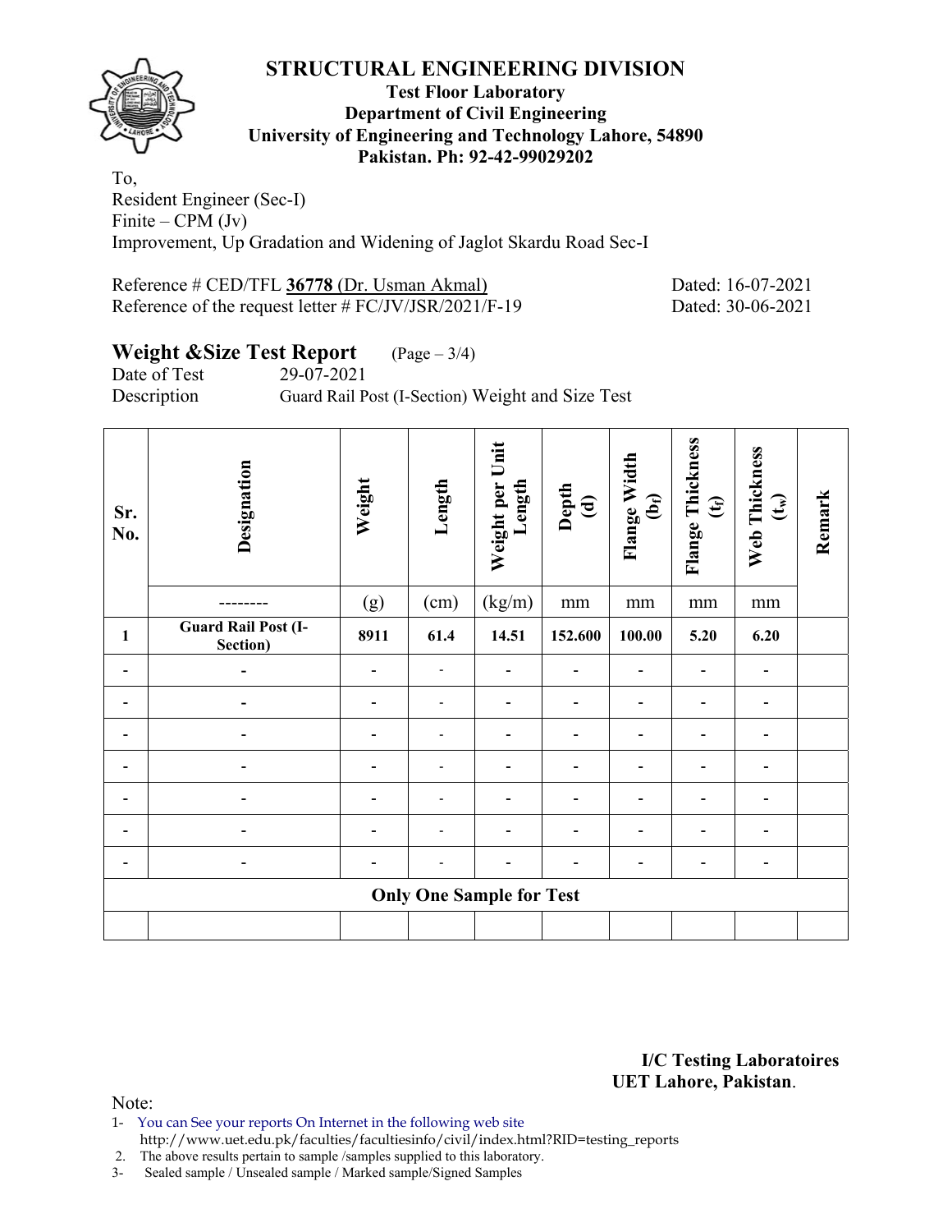# STRUCTURAL ENGINEERING DIVISION

**Test Floor Laboratory**
**Department of Civil Engineering**
**University of Engineering and Technology Lahore, 54890**
**Pakistan. Ph: 92-42-99029202**

To,
Resident Engineer (Sec-I)
Finite – CPM (Jv)
Improvement, Up Gradation and Widening of Jaglot Skardu Road Sec-I

Reference # CED/TFL **36778** (Dr. Usman Akmal) Dated: 16-07-2021
Reference of the request letter # FC/JV/JSR/2021/F-19 Dated: 30-06-2021

## Weight &Size Test Report (Page – 3/4)

Date of Test 29-07-2021
Description Guard Rail Post (I-Section) Weight and Size Test

| Sr. No. | Designation | Weight | Length | Weight per Unit Length | Depth (d) | Flange Width ($b_f$) | Flange Thickness ($t_f$) | Web Thickness ($t_w$) | Remark |
|---|---|---|---|---|---|---|---|---|---|
| | -------- | (g) | (cm) | (kg/m) | mm | mm | mm | mm | |
| **1** | **Guard Rail Post (I-Section)** | **8911** | **61.4** | **14.51** | **152.600** | **100.00** | **5.20** | **6.20** | |
| - | - | - | - | - | - | - | - | - | |
| - | - | - | - | - | - | - | - | - | |
| - | - | - | - | - | - | - | - | - | |
| - | - | - | - | - | - | - | - | - | |
| - | - | - | - | - | - | - | - | - | |
| - | - | - | - | - | - | - | - | - | |
| - | - | - | - | - | - | - | - | - | |
| **Only One Sample for Test** | | | | | | | | | |
| | | | | | | | | | |

**I/C Testing Laboratoires**
**UET Lahore, Pakistan**.

Note:
1- You can See your reports On Internet in the following web site
http://www.uet.edu.pk/faculties/facultiesinfo/civil/index.html?RID=testing_reports
2. The above results pertain to sample /samples supplied to this laboratory.
3- Sealed sample / Unsealed sample / Marked sample/Signed Samples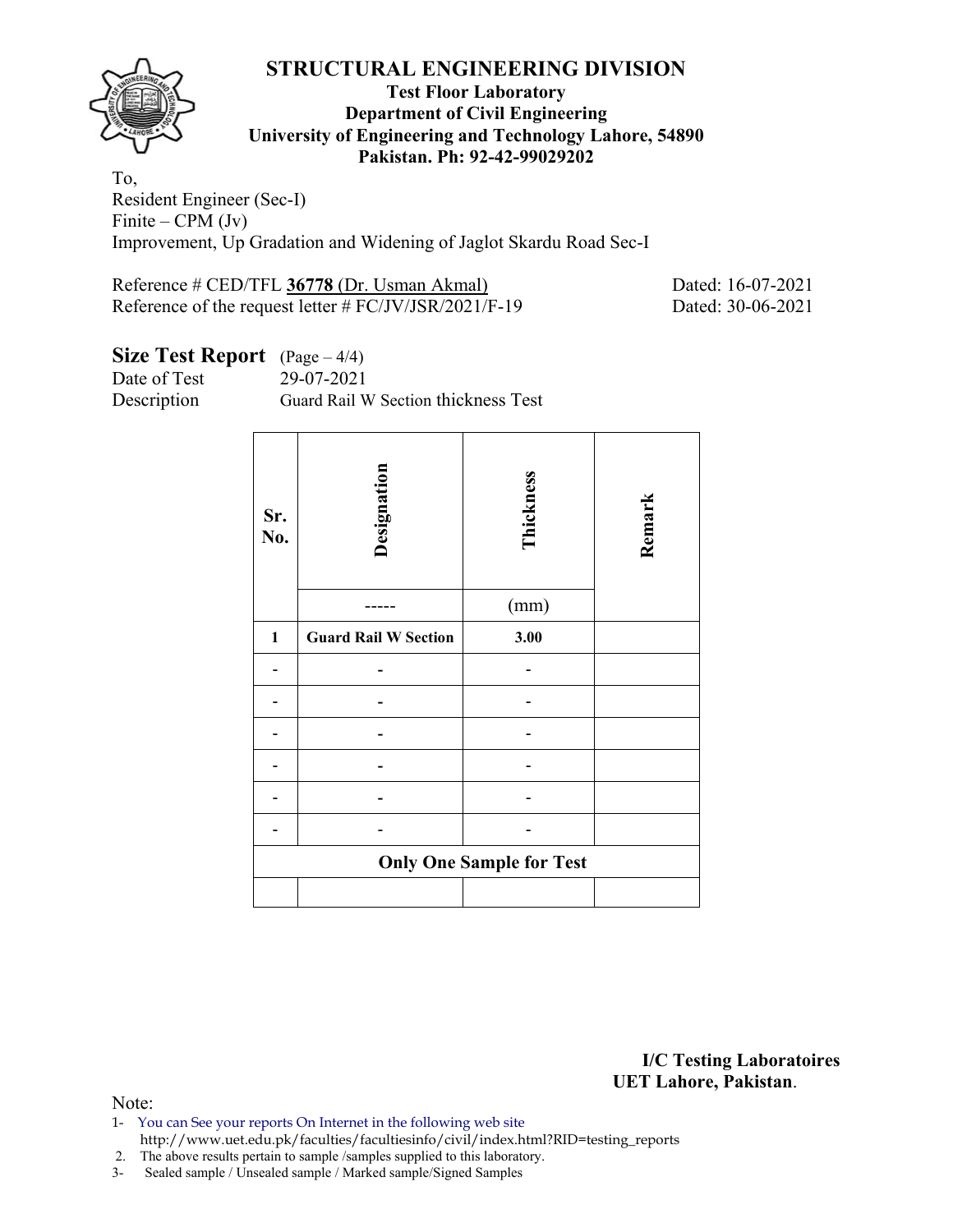# STRUCTURAL ENGINEERING DIVISION

**Test Floor Laboratory**
**Department of Civil Engineering**
**University of Engineering and Technology Lahore, 54890**
**Pakistan. Ph: 92-42-99029202**

To,
Resident Engineer (Sec-I)
Finite – CPM (Jv)
Improvement, Up Gradation and Widening of Jaglot Skardu Road Sec-I

Reference # CED/TFL **36778** (Dr. Usman Akmal) Dated: 16-07-2021
Reference of the request letter # FC/JV/JSR/2021/F-19 Dated: 30-06-2021

## Size Test Report (Page – 4/4)

Date of Test 29-07-2021
Description Guard Rail W Section thickness Test

| Sr. No. | Designation | Thickness | Remark |
|---|---|---|---|
| | ----- | (mm) | |
| 1 | **Guard Rail W Section** | **3.00** | |
| - | - | - | |
| - | - | - | |
| - | - | - | |
| - | - | - | |
| - | - | - | |
| - | - | - | |
| **Only One Sample for Test** | | | |
| | | | |

**I/C Testing Laboratoires**
**UET Lahore, Pakistan**.

Note:
1- You can See your reports On Internet in the following web site
http://www.uet.edu.pk/faculties/facultiesinfo/civil/index.html?RID=testing_reports
2. The above results pertain to sample /samples supplied to this laboratory.
3- Sealed sample / Unsealed sample / Marked sample/Signed Samples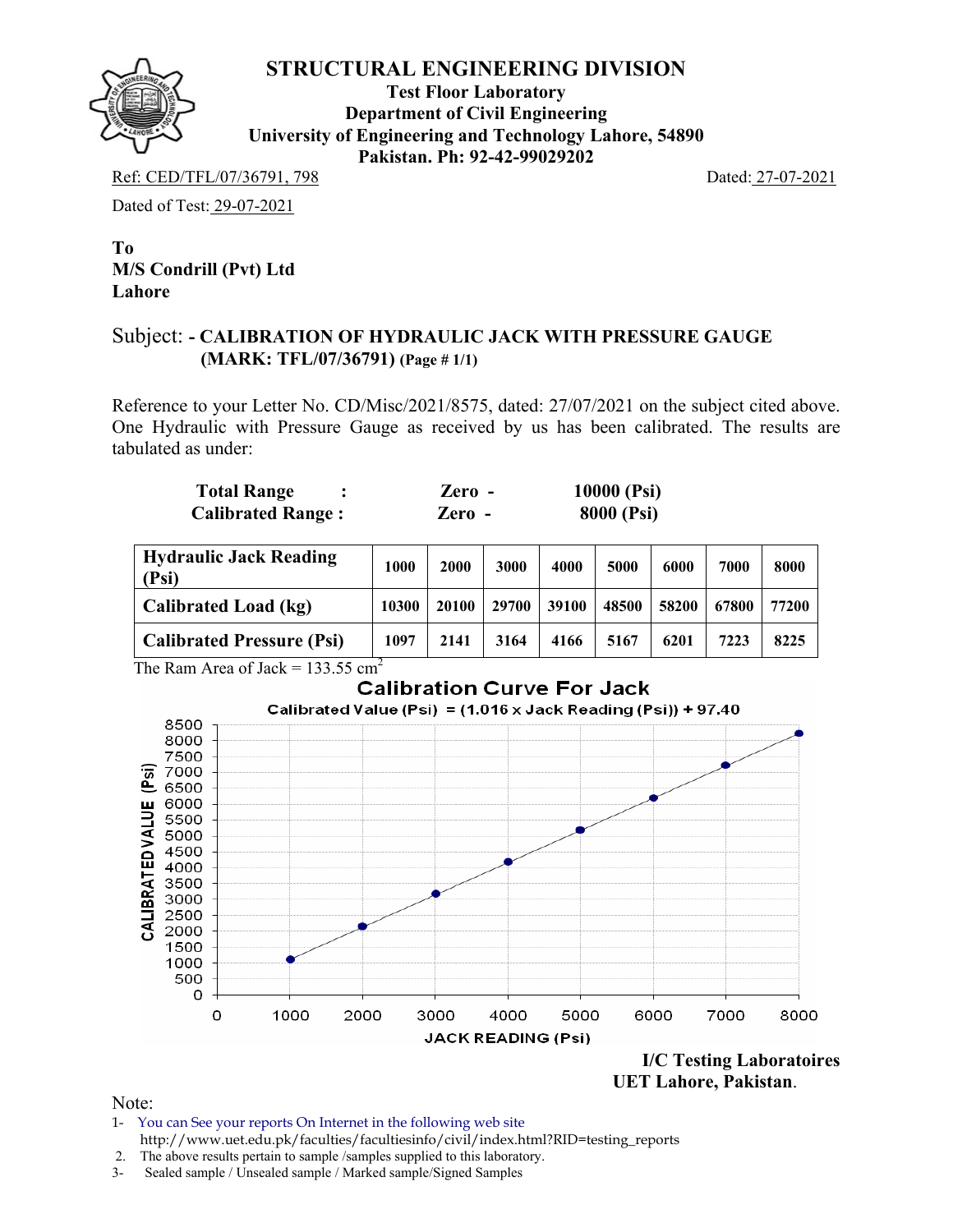# STRUCTURAL ENGINEERING DIVISION

**Test Floor Laboratory**
**Department of Civil Engineering**
**University of Engineering and Technology Lahore, 54890**
**Pakistan. Ph: 92-42-99029202**

Ref: CED/TFL/07/36791, 798 Dated: 27-07-2021

Dated of Test: 29-07-2021

**To**
**M/S Condrill (Pvt) Ltd**
**Lahore**

Subject: **- CALIBRATION OF HYDRAULIC JACK WITH PRESSURE GAUGE (MARK: TFL/07/36791)** **(Page # 1/1)**

Reference to your Letter No. CD/Misc/2021/8575, dated: 27/07/2021 on the subject cited above. One Hydraulic with Pressure Gauge as received by us has been calibrated. The results are tabulated as under:

| | | |
|---|---|---|
| **Total Range :** | **Zero -** | **10000 (Psi)** |
| **Calibrated Range :** | **Zero -** | **8000 (Psi)** |

| **Hydraulic Jack Reading (Psi)** | **1000** | **2000** | **3000** | **4000** | **5000** | **6000** | **7000** | **8000** |
|---|---|---|---|---|---|---|---|---|
| **Calibrated Load (kg)** | **10300** | **20100** | **29700** | **39100** | **48500** | **58200** | **67800** | **77200** |
| **Calibrated Pressure (Psi)** | **1097** | **2141** | **3164** | **4166** | **5167** | **6201** | **7223** | **8225** |

The Ram Area of Jack = 133.55 $cm^2$

**Calibration Curve For Jack**

Calibrated Value (Psi) = (1.016 x Jack Reading (Psi)) + 97.40

**I/C Testing Laboratoires**
**UET Lahore, Pakistan.**

Note:

1- You can See your reports On Internet in the following web site http://www.uet.edu.pk/faculties/facultiesinfo/civil/index.html?RID=testing_reports
2. The above results pertain to sample /samples supplied to this laboratory.
3- Sealed sample / Unsealed sample / Marked sample/Signed Samples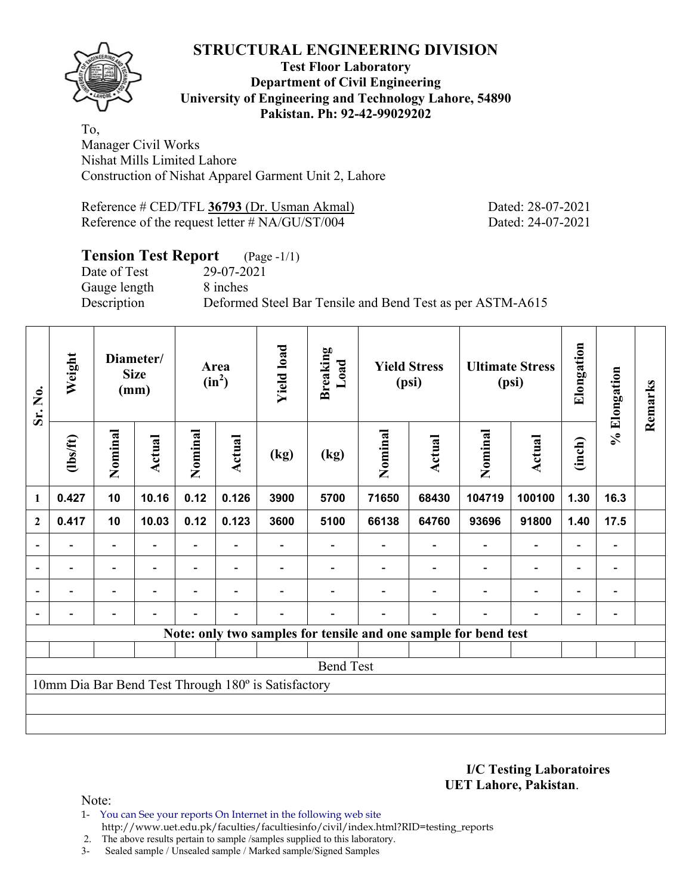# STRUCTURAL ENGINEERING DIVISION

**Test Floor Laboratory**
**Department of Civil Engineering**
**University of Engineering and Technology Lahore, 54890**
**Pakistan. Ph: 92-42-99029202**

To,
Manager Civil Works
Nishat Mills Limited Lahore
Construction of Nishat Apparel Garment Unit 2, Lahore

Reference # CED/TFL **36793** (Dr. Usman Akmal) Dated: 28-07-2021
Reference of the request letter # NA/GU/ST/004 Dated: 24-07-2021

## Tension Test Report (Page -1/1)

Date of Test 29-07-2021
Gauge length 8 inches
Description Deformed Steel Bar Tensile and Bend Test as per ASTM-A615

| Sr. No. | Weight | Diameter/ Size (mm) | | Area ($in^2$) | | Yield load | Breaking Load | Yield Stress (psi) | | Ultimate Stress (psi) | | Elongation | % Elongation | Remarks |
|---|---|---|---|---|---|---|---|---|---|---|---|---|---|---|
| | (lbs/ft) | Nominal | Actual | Nominal | Actual | (kg) | (kg) | Nominal | Actual | Nominal | Actual | (inch) | | |
| 1 | 0.427 | 10 | 10.16 | 0.12 | 0.126 | 3900 | 5700 | 71650 | 68430 | 104719 | 100100 | 1.30 | 16.3 | |
| 2 | 0.417 | 10 | 10.03 | 0.12 | 0.123 | 3600 | 5100 | 66138 | 64760 | 93696 | 91800 | 1.40 | 17.5 | |
| - | - | - | - | - | - | - | - | - | - | - | - | - | - | |
| - | - | - | - | - | - | - | - | - | - | - | - | - | - | |
| - | - | - | - | - | - | - | - | - | - | - | - | - | - | |
| - | - | - | - | - | - | - | - | - | - | - | - | - | - | |

**Note: only two samples for tensile and one sample for bend test**

Bend Test

10mm Dia Bar Bend Test Through 180º is Satisfactory

**I/C Testing Laboratoires**
**UET Lahore, Pakistan**.

Note:
1- You can See your reports On Internet in the following web site
http://www.uet.edu.pk/faculties/facultiesinfo/civil/index.html?RID=testing_reports
2. The above results pertain to sample /samples supplied to this laboratory.
3- Sealed sample / Unsealed sample / Marked sample/Signed Samples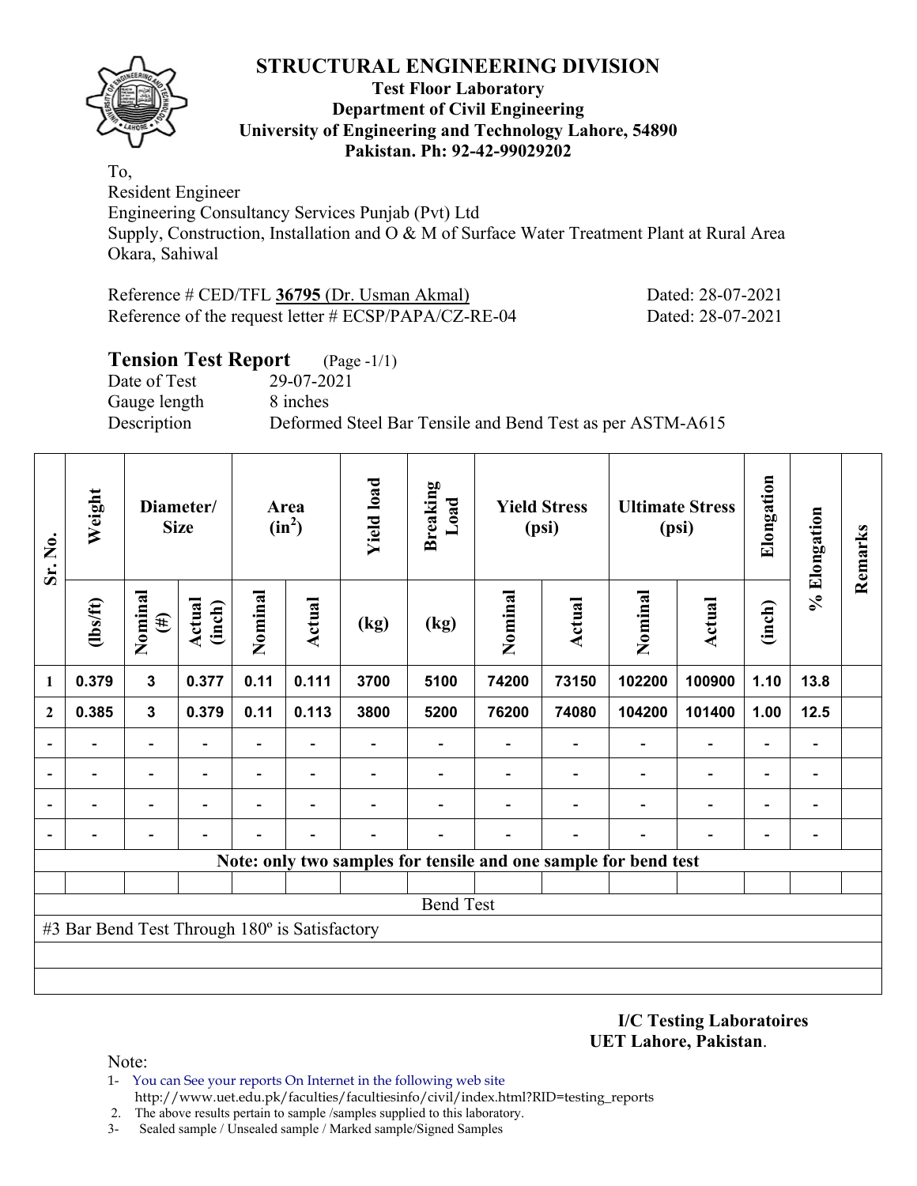# STRUCTURAL ENGINEERING DIVISION

**Test Floor Laboratory**
**Department of Civil Engineering**
**University of Engineering and Technology Lahore, 54890**
**Pakistan. Ph: 92-42-99029202**

To,
Resident Engineer
Engineering Consultancy Services Punjab (Pvt) Ltd
Supply, Construction, Installation and O & M of Surface Water Treatment Plant at Rural Area Okara, Sahiwal

Reference # CED/TFL **36795** (Dr. Usman Akmal) Dated: 28-07-2021
Reference of the request letter # ECSP/PAPA/CZ-RE-04 Dated: 28-07-2021

## Tension Test Report (Page -1/1)

Date of Test 29-07-2021
Gauge length 8 inches
Description Deformed Steel Bar Tensile and Bend Test as per ASTM-A615

| Sr. No. | Weight | Diameter/ Size | | Area ($in^2$) | | Yield load | Breaking Load | Yield Stress (psi) | | Ultimate Stress (psi) | | Elongation | % Elongation | Remarks |
|---|---|---|---|---|---|---|---|---|---|---|---|---|---|---|
| | (lbs/ft) | Nominal (#) | Actual (inch) | Nominal | Actual | (kg) | (kg) | Nominal | Actual | Nominal | Actual | (inch) | | |
| 1 | 0.379 | 3 | 0.377 | 0.11 | 0.111 | 3700 | 5100 | 74200 | 73150 | 102200 | 100900 | 1.10 | 13.8 | |
| 2 | 0.385 | 3 | 0.379 | 0.11 | 0.113 | 3800 | 5200 | 76200 | 74080 | 104200 | 101400 | 1.00 | 12.5 | |
| - | - | - | - | - | - | - | - | - | - | - | - | - | - | |
| - | - | - | - | - | - | - | - | - | - | - | - | - | - | |
| - | - | - | - | - | - | - | - | - | - | - | - | - | - | |
| - | - | - | - | - | - | - | - | - | - | - | - | - | - | |

**Note: only two samples for tensile and one sample for bend test**

Bend Test

#3 Bar Bend Test Through 180º is Satisfactory

**I/C Testing Laboratoires**
**UET Lahore, Pakistan**.

Note:
1- You can See your reports On Internet in the following web site http://www.uet.edu.pk/faculties/facultiesinfo/civil/index.html?RID=testing_reports
2. The above results pertain to sample /samples supplied to this laboratory.
3- Sealed sample / Unsealed sample / Marked sample/Signed Samples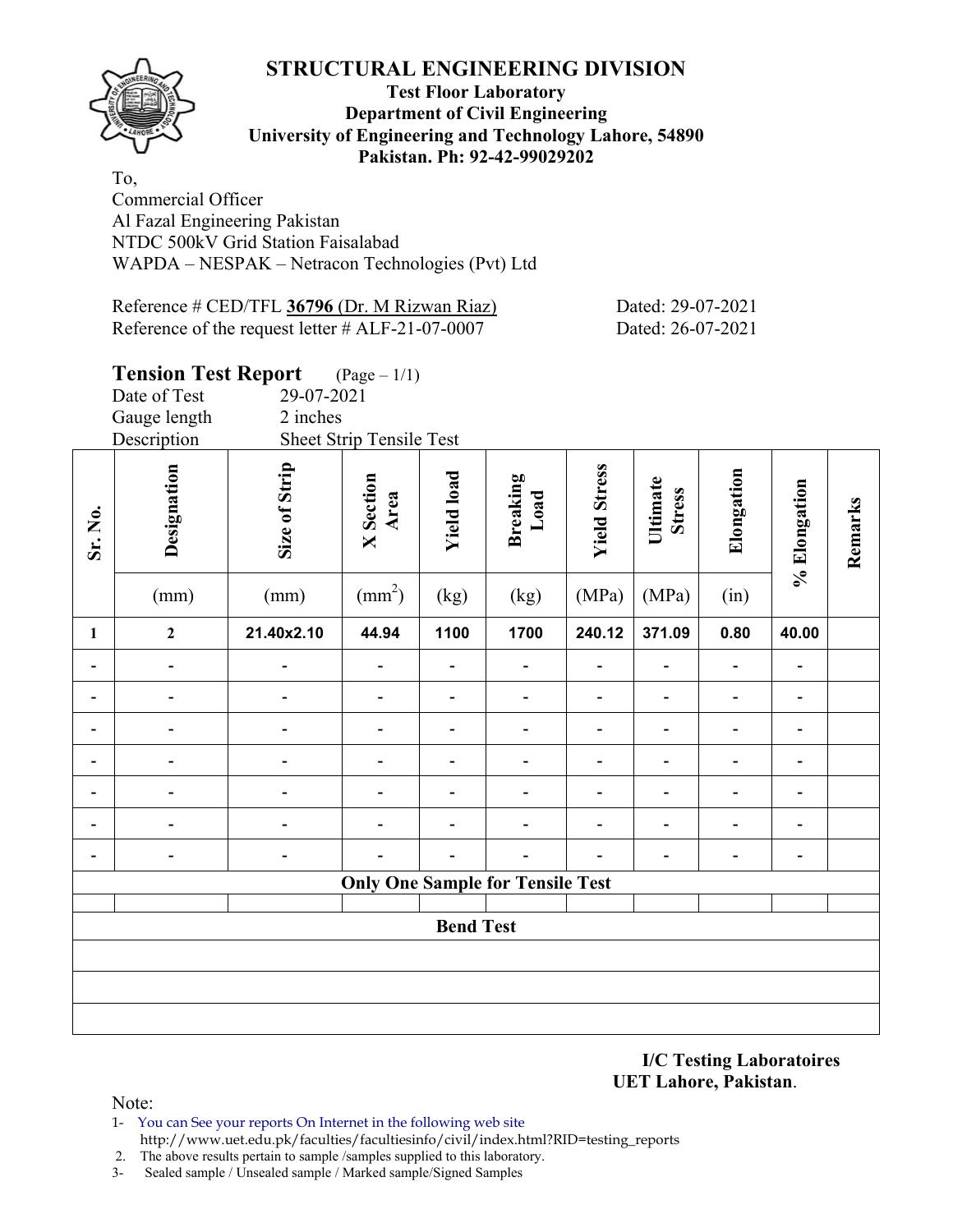# STRUCTURAL ENGINEERING DIVISION

**Test Floor Laboratory**
**Department of Civil Engineering**
**University of Engineering and Technology Lahore, 54890**
**Pakistan. Ph: 92-42-99029202**

To,
Commercial Officer
Al Fazal Engineering Pakistan
NTDC 500kV Grid Station Faisalabad
WAPDA – NESPAK – Netracon Technologies (Pvt) Ltd

Reference # CED/TFL **36796** (Dr. M Rizwan Riaz) Dated: 29-07-2021
Reference of the request letter # ALF-21-07-0007 Dated: 26-07-2021

## Tension Test Report (Page – 1/1)

Date of Test 29-07-2021
Gauge length 2 inches
Description Sheet Strip Tensile Test

| Sr. No. | Designation (mm) | Size of Strip (mm) | X Section Area ($mm^2$) | Yield load (kg) | Breaking Load (kg) | Yield Stress (MPa) | Ultimate Stress (MPa) | Elongation (in) | % Elongation | Remarks |
|---|---|---|---|---|---|---|---|---|---|---|
| 1 | 2 | 21.40x2.10 | 44.94 | 1100 | 1700 | 240.12 | 371.09 | 0.80 | 40.00 | |
| - | - | - | - | - | - | - | - | - | - | |
| - | - | - | - | - | - | - | - | - | - | |
| - | - | - | - | - | - | - | - | - | - | |
| - | - | - | - | - | - | - | - | - | - | |
| - | - | - | - | - | - | - | - | - | - | |
| - | - | - | - | - | - | - | - | - | - | |
| - | - | - | - | - | - | - | - | - | - | |
| **Only One Sample for Tensile Test** | | | | | | | | | | |
| | | | | | | | | | | |
| **Bend Test** | | | | | | | | | | |
| | | | | | | | | | | |
| | | | | | | | | | | |
| | | | | | | | | | | |

**I/C Testing Laboratoires**
**UET Lahore, Pakistan**.

Note:
1- You can See your reports On Internet in the following web site
http://www.uet.edu.pk/faculties/facultiesinfo/civil/index.html?RID=testing_reports
2. The above results pertain to sample /samples supplied to this laboratory.
3- Sealed sample / Unsealed sample / Marked sample/Signed Samples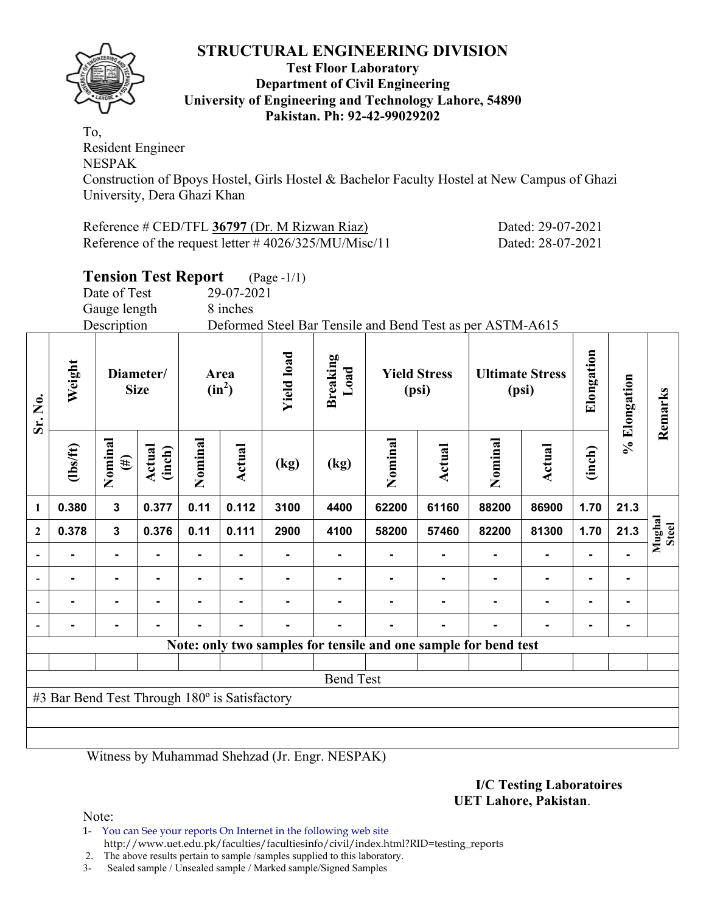# STRUCTURAL ENGINEERING DIVISION

**Test Floor Laboratory**
**Department of Civil Engineering**
**University of Engineering and Technology Lahore, 54890**
**Pakistan. Ph: 92-42-99029202**

To,
Resident Engineer
NESPAK
Construction of Bpoys Hostel, Girls Hostel & Bachelor Faculty Hostel at New Campus of Ghazi University, Dera Ghazi Khan

Reference # CED/TFL **36797** (Dr. M Rizwan Riaz) Dated: 29-07-2021
Reference of the request letter # 4026/325/MU/Misc/11 Dated: 28-07-2021

**Tension Test Report** (Page -1/1)
Date of Test 29-07-2021
Gauge length 8 inches
Description Deformed Steel Bar Tensile and Bend Test as per ASTM-A615

| Sr. No. | Weight | Diameter/ Size | | Area ($in^2$) | | Yield load | Breaking Load | Yield Stress (psi) | | Ultimate Stress (psi) | | Elongation | % Elongation | Remarks |
|---|---|---|---|---|---|---|---|---|---|---|---|---|---|---|
| | (lbs/ft) | Nominal (#) | Actual (inch) | Nominal | Actual | (kg) | (kg) | Nominal | Actual | Nominal | Actual | (inch) | | |
| 1 | 0.380 | 3 | 0.377 | 0.11 | 0.112 | 3100 | 4400 | 62200 | 61160 | 88200 | 86900 | 1.70 | 21.3 | Mughal Steel |
| 2 | 0.378 | 3 | 0.376 | 0.11 | 0.111 | 2900 | 4100 | 58200 | 57460 | 82200 | 81300 | 1.70 | 21.3 | |
| - | - | - | - | - | - | - | - | - | - | - | - | - | - | |
| - | - | - | - | - | - | - | - | - | - | - | - | - | - | |
| - | - | - | - | - | - | - | - | - | - | - | - | - | - | |
| - | - | - | - | - | - | - | - | - | - | - | - | - | - | |
| Note: only two samples for tensile and one sample for bend test | | | | | | | | | | | | | | |
| Bend Test | | | | | | | | | | | | | | |
| #3 Bar Bend Test Through 180º is Satisfactory | | | | | | | | | | | | | | |

Witness by Muhammad Shehzad (Jr. Engr. NESPAK)

**I/C Testing Laboratoires**
**UET Lahore, Pakistan**.

Note:
1- You can See your reports On Internet in the following web site
http://www.uet.edu.pk/faculties/facultiesinfo/civil/index.html?RID=testing_reports
2. The above results pertain to sample /samples supplied to this laboratory.
3- Sealed sample / Unsealed sample / Marked sample/Signed Samples